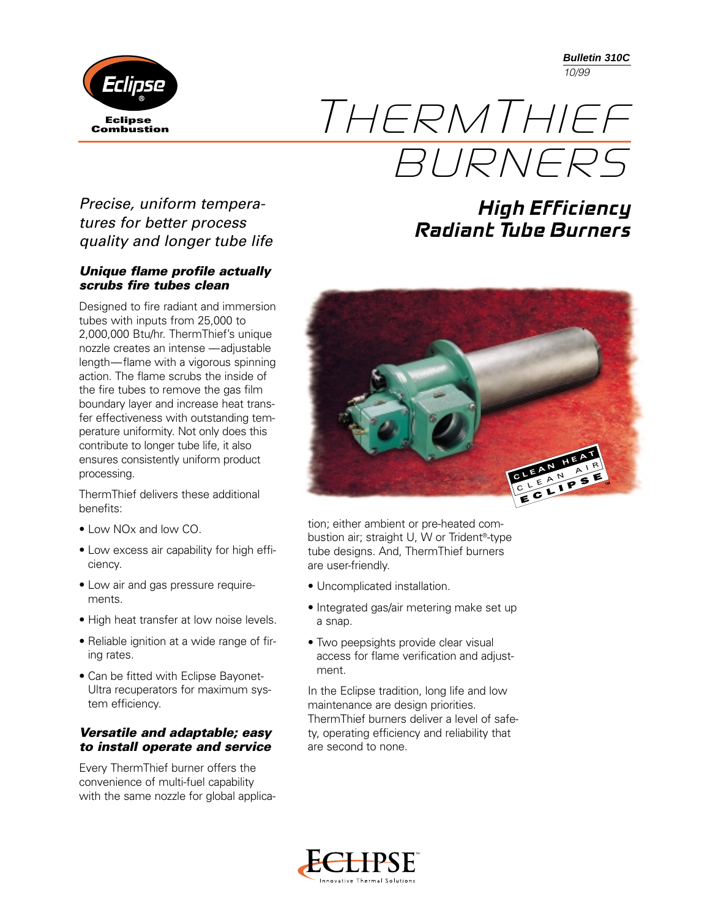Eclipse
Eclipse Combustion

**Bulletin 310C**
*10/99*

# THERMTHIEF BURNERS

## High Efficiency Radiant Tube Burners

*Precise, uniform temperatures for better process quality and longer tube life*

### *Unique flame profile actually scrubs fire tubes clean*

Designed to fire radiant and immersion tubes with inputs from 25,000 to 2,000,000 Btu/hr. ThermThief's unique nozzle creates an intense —adjustable length—flame with a vigorous spinning action. The flame scrubs the inside of the fire tubes to remove the gas film boundary layer and increase heat transfer effectiveness with outstanding temperature uniformity. Not only does this contribute to longer tube life, it also ensures consistently uniform product processing.

ThermThief delivers these additional benefits:

- Low NOx and low CO.
- Low excess air capability for high efficiency.
- Low air and gas pressure requirements.
- High heat transfer at low noise levels.
- Reliable ignition at a wide range of firing rates.
- Can be fitted with Eclipse Bayonet-Ultra recuperators for maximum system efficiency.

### *Versatile and adaptable; easy to install operate and service*

Every ThermThief burner offers the convenience of multi-fuel capability with the same nozzle for global application; either ambient or pre-heated combustion air; straight U, W or Trident®-type tube designs. And, ThermThief burners are user-friendly.

- Uncomplicated installation.
- Integrated gas/air metering make set up a snap.
- Two peepsights provide clear visual access for flame verification and adjustment.

In the Eclipse tradition, long life and low maintenance are design priorities. ThermThief burners deliver a level of safety, operating efficiency and reliability that are second to none.

ECLIPSE™
Innovative Thermal Solutions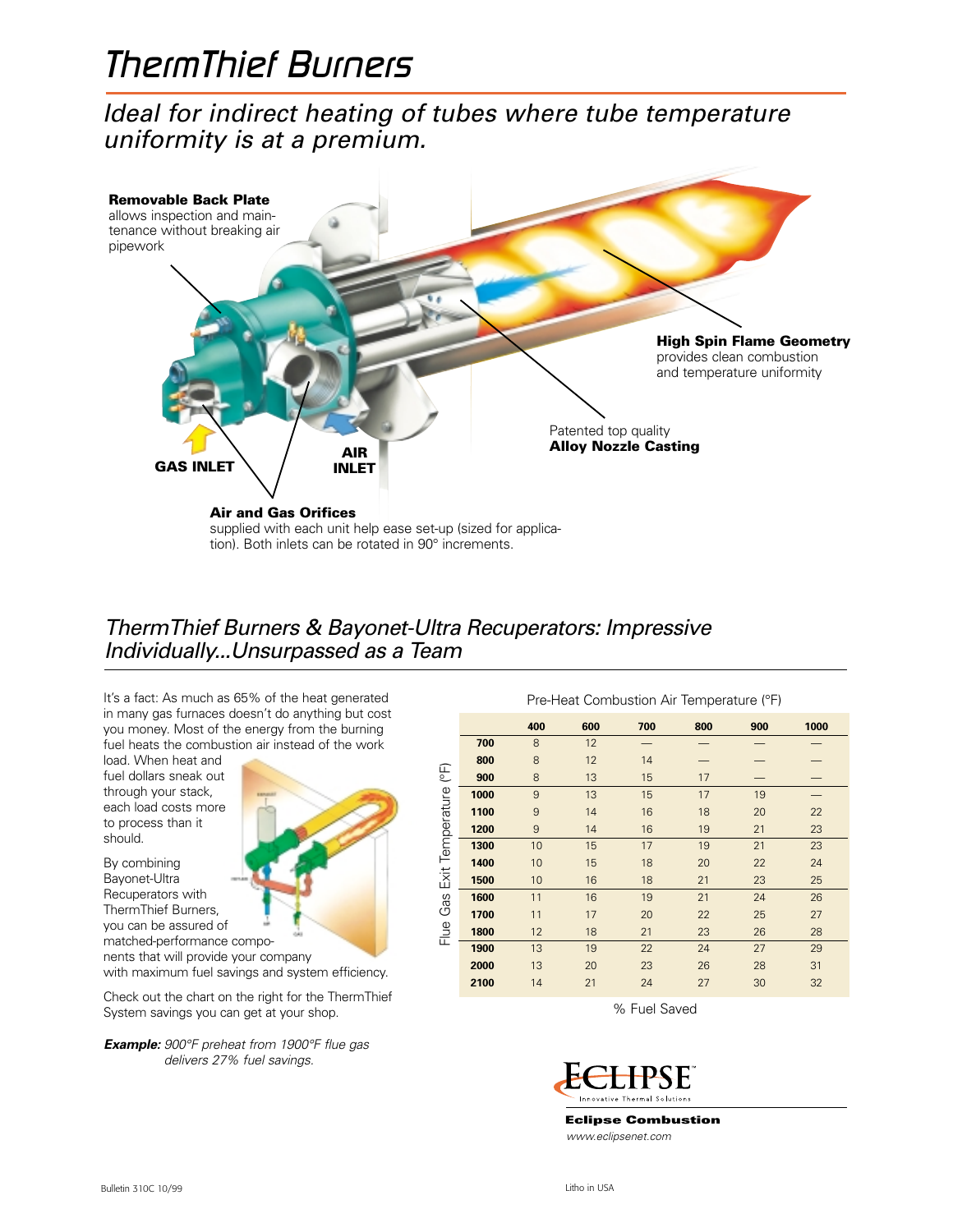# ThermThief Burners

*Ideal for indirect heating of tubes where tube temperature uniformity is at a premium.*

**Removable Back Plate** allows inspection and maintenance without breaking air pipework

**High Spin Flame Geometry** provides clean combustion and temperature uniformity

Patented top quality **Alloy Nozzle Casting**

**GAS INLET**

**AIR INLET**

**Air and Gas Orifices** supplied with each unit help ease set-up (sized for application). Both inlets can be rotated in 90° increments.

## *ThermThief Burners & Bayonet-Ultra Recuperators: Impressive Individually...Unsurpassed as a Team*

It's a fact: As much as 65% of the heat generated in many gas furnaces doesn't do anything but cost you money. Most of the energy from the burning fuel heats the combustion air instead of the work load. When heat and fuel dollars sneak out through your stack, each load costs more to process than it should.

By combining Bayonet-Ultra Recuperators with ThermThief Burners, you can be assured of matched-performance components that will provide your company with maximum fuel savings and system efficiency.

Check out the chart on the right for the ThermThief System savings you can get at your shop.

***Example:*** *900°F preheat from 1900°F flue gas delivers 27% fuel savings.*

Pre-Heat Combustion Air Temperature (°F)

| Flue Gas Exit Temperature (°F) | 400 | 600 | 700 | 800 | 900 | 1000 |
|---|---|---|---|---|---|---|
| **700** | 8 | 12 | — | — | — | — |
| **800** | 8 | 12 | 14 | — | — | — |
| **900** | 8 | 13 | 15 | 17 | — | — |
| **1000** | 9 | 13 | 15 | 17 | 19 | — |
| **1100** | 9 | 14 | 16 | 18 | 20 | 22 |
| **1200** | 9 | 14 | 16 | 19 | 21 | 23 |
| **1300** | 10 | 15 | 17 | 19 | 21 | 23 |
| **1400** | 10 | 15 | 18 | 20 | 22 | 24 |
| **1500** | 10 | 16 | 18 | 21 | 23 | 25 |
| **1600** | 11 | 16 | 19 | 21 | 24 | 26 |
| **1700** | 11 | 17 | 20 | 22 | 25 | 27 |
| **1800** | 12 | 18 | 21 | 23 | 26 | 28 |
| **1900** | 13 | 19 | 22 | 24 | 27 | 29 |
| **2000** | 13 | 20 | 23 | 26 | 28 | 31 |
| **2100** | 14 | 21 | 24 | 27 | 30 | 32 |

% Fuel Saved

ECLIPSE
Innovative Thermal Solutions

**Eclipse Combustion**
*www.eclipsenet.com*

Bulletin 310C 10/99

Litho in USA